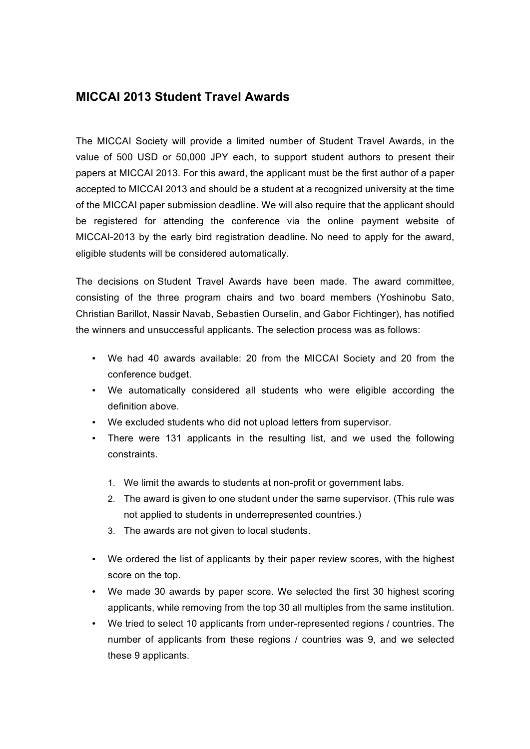# MICCAI 2013 Student Travel Awards

The MICCAI Society will provide a limited number of Student Travel Awards, in the value of 500 USD or 50,000 JPY each, to support student authors to present their papers at MICCAI 2013. For this award, the applicant must be the first author of a paper accepted to MICCAI 2013 and should be a student at a recognized university at the time of the MICCAI paper submission deadline. We will also require that the applicant should be registered for attending the conference via the online payment website of MICCAI-2013 by the early bird registration deadline. No need to apply for the award, eligible students will be considered automatically.

The decisions on Student Travel Awards have been made. The award committee, consisting of the three program chairs and two board members (Yoshinobu Sato, Christian Barillot, Nassir Navab, Sebastien Ourselin, and Gabor Fichtinger), has notified the winners and unsuccessful applicants. The selection process was as follows:

- We had 40 awards available: 20 from the MICCAI Society and 20 from the conference budget.
- We automatically considered all students who were eligible according the definition above.
- We excluded students who did not upload letters from supervisor.
- There were 131 applicants in the resulting list, and we used the following constraints.

  1. We limit the awards to students at non-profit or government labs.
  2. The award is given to one student under the same supervisor. (This rule was not applied to students in underrepresented countries.)
  3. The awards are not given to local students.

- We ordered the list of applicants by their paper review scores, with the highest score on the top.
- We made 30 awards by paper score. We selected the first 30 highest scoring applicants, while removing from the top 30 all multiples from the same institution.
- We tried to select 10 applicants from under-represented regions / countries. The number of applicants from these regions / countries was 9, and we selected these 9 applicants.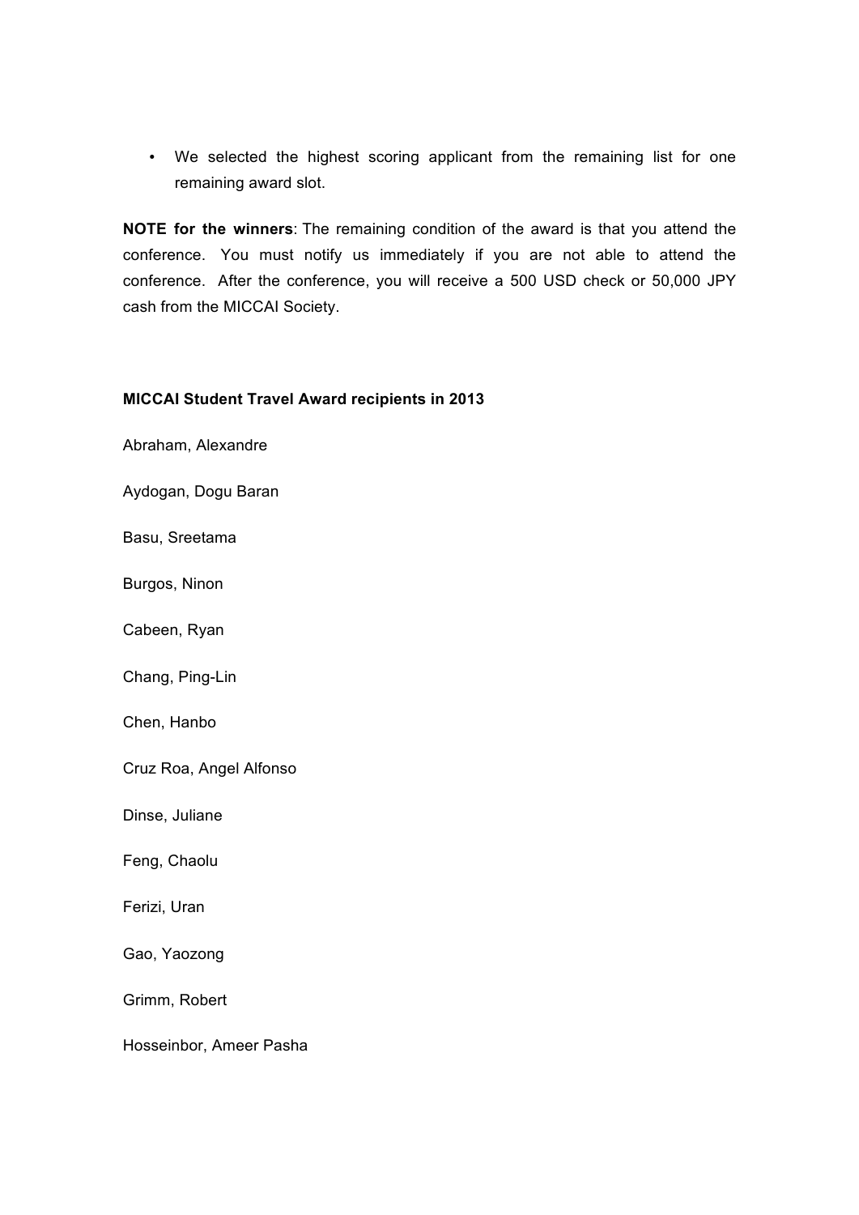- We selected the highest scoring applicant from the remaining list for one remaining award slot.

**NOTE for the winners**: The remaining condition of the award is that you attend the conference. You must notify us immediately if you are not able to attend the conference. After the conference, you will receive a 500 USD check or 50,000 JPY cash from the MICCAI Society.

**MICCAI Student Travel Award recipients in 2013**

Abraham, Alexandre

Aydogan, Dogu Baran

Basu, Sreetama

Burgos, Ninon

Cabeen, Ryan

Chang, Ping-Lin

Chen, Hanbo

Cruz Roa, Angel Alfonso

Dinse, Juliane

Feng, Chaolu

Ferizi, Uran

Gao, Yaozong

Grimm, Robert

Hosseinbor, Ameer Pasha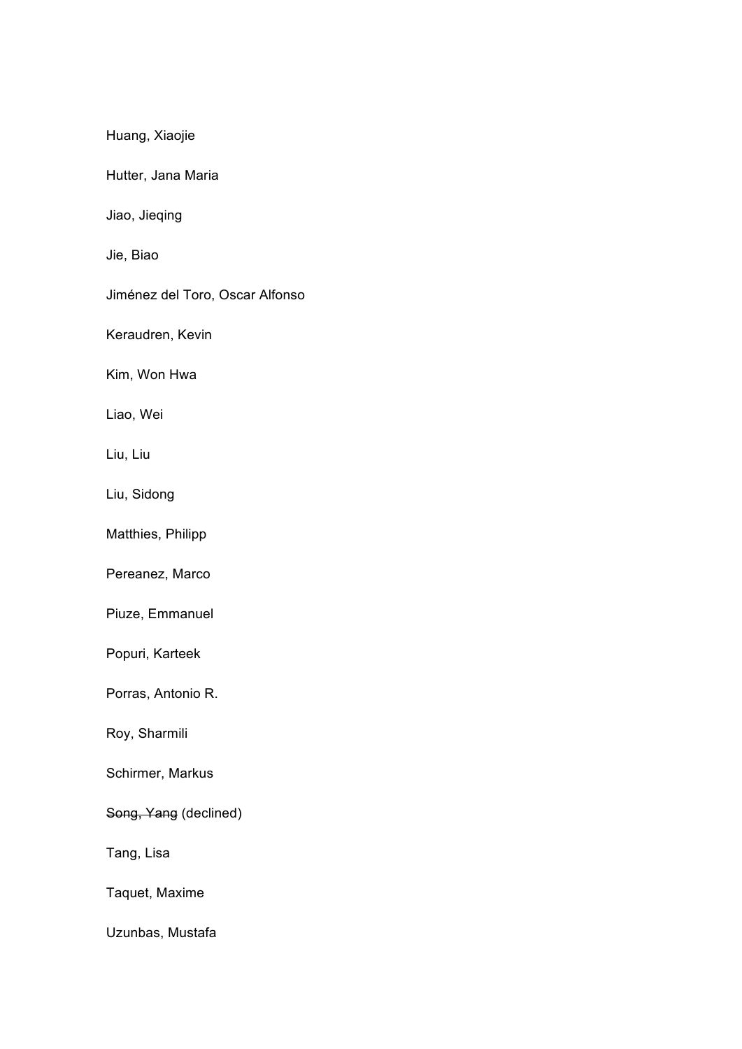Huang, Xiaojie

Hutter, Jana Maria

Jiao, Jieqing

Jie, Biao

Jiménez del Toro, Oscar Alfonso

Keraudren, Kevin

Kim, Won Hwa

Liao, Wei

Liu, Liu

Liu, Sidong

Matthies, Philipp

Pereanez, Marco

Piuze, Emmanuel

Popuri, Karteek

Porras, Antonio R.

Roy, Sharmili

Schirmer, Markus

~~Song, Yang~~ (declined)

Tang, Lisa

Taquet, Maxime

Uzunbas, Mustafa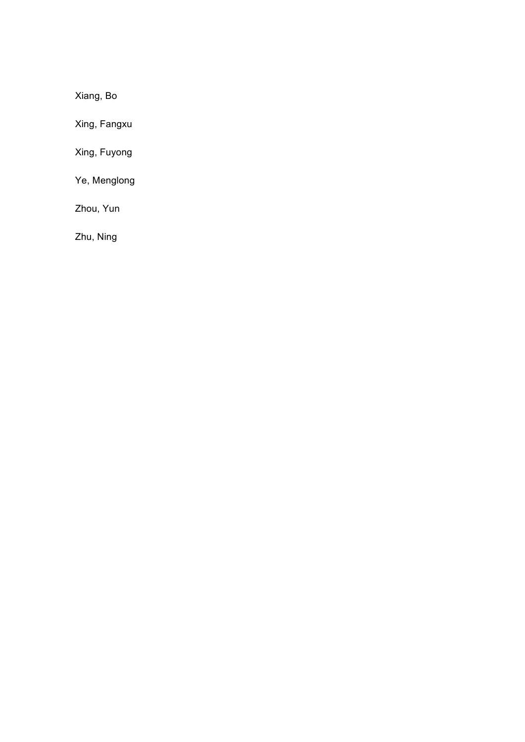Xiang, Bo

Xing, Fangxu

Xing, Fuyong

Ye, Menglong

Zhou, Yun

Zhu, Ning